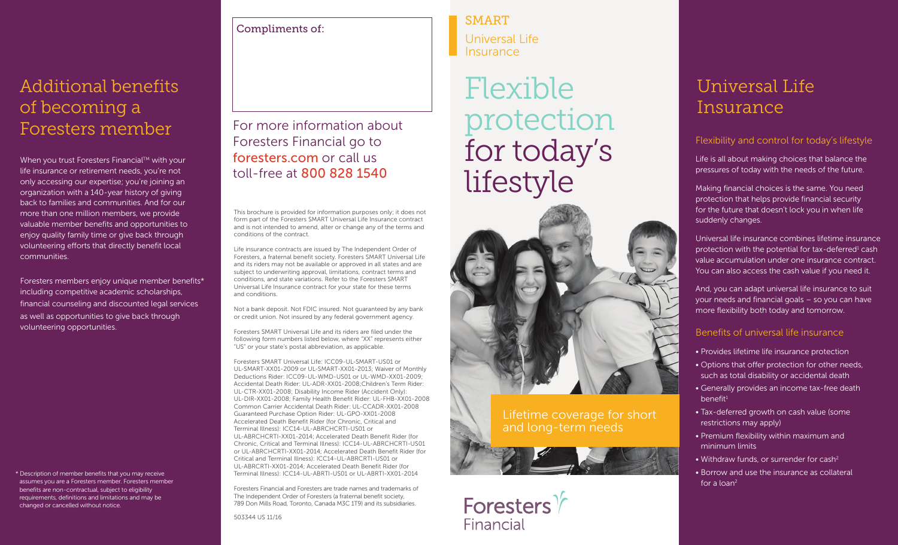# Additional benefits of becoming a Foresters member

When you trust Foresters Financial™ with your life insurance or retirement needs, you're not only accessing our expertise; you're joining an organization with a 140-year history of giving back to families and communities. And for our more than one million members, we provide valuable member benefits and opportunities to enjoy quality family time or give back through volunteering efforts that directly benefit local communities.

Foresters members enjoy unique member benefits* including competitive academic scholarships, financial counseling and discounted legal services as well as opportunities to give back through volunteering opportunities.

\* Description of member benefits that you may receive assumes you are a Foresters member. Foresters member benefits are non-contractual, subject to eligibility requirements, definitions and limitations and may be changed or cancelled without notice.

Compliments of:

For more information about Foresters Financial go to **foresters.com** or call us toll-free at **800 828 1540**

This brochure is provided for information purposes only; it does not form part of the Foresters SMART Universal Life Insurance contract and is not intended to amend, alter or change any of the terms and conditions of the contract.

Life insurance contracts are issued by The Independent Order of Foresters, a fraternal benefit society. Foresters SMART Universal Life and its riders may not be available or approved in all states and are subject to underwriting approval, limitations, contract terms and conditions, and state variations. Refer to the Foresters SMART Universal Life Insurance contract for your state for these terms and conditions.

Not a bank deposit. Not FDIC insured. Not guaranteed by any bank or credit union. Not insured by any federal government agency.

Foresters SMART Universal Life and its riders are filed under the following form numbers listed below, where "XX" represents either "US" or your state's postal abbreviation, as applicable.

Foresters SMART Universal Life: ICC09-UL-SMART-US01 or UL-SMART-XX01-2009 or UL-SMART-XX01-2013; Waiver of Monthly Deductions Rider: ICC09-UL-WMD-US01 or UL-WMD-XX01-2009; Accidental Death Rider: UL-ADR-XX01-2008;Children's Term Rider: UL-CTR-XX01-2008; Disability Income Rider (Accident Only): UL-DIR-XX01-2008; Family Health Benefit Rider: UL-FHB-XX01-2008 Common Carrier Accidental Death Rider: UL-CCADR-XX01-2008 Guaranteed Purchase Option Rider: UL-GPO-XX01-2008 Accelerated Death Benefit Rider (for Chronic, Critical and Terminal Illness): ICC14-UL-ABRCHCRTI-US01 or UL-ABRCHCRTI-XX01-2014; Accelerated Death Benefit Rider (for Chronic, Critical and Terminal Illness): ICC14-UL-ABRCHCRTI-US01 or UL-ABRCHCRTI-XX01-2014; Accelerated Death Benefit Rider (for Critical and Terminal Illness): ICC14-UL-ABRCRTI-US01 or UL-ABRCRTI-XX01-2014; Accelerated Death Benefit Rider (for Terminal Illness): ICC14-UL-ABRTI-US01 or UL-ABRTI-XX01-2014

Foresters Financial and Foresters are trade names and trademarks of The Independent Order of Foresters (a fraternal benefit society, 789 Don Mills Road, Toronto, Canada M3C 1T9) and its subsidiaries.

503344 US 11/16

SMART
Universal Life Insurance

# Flexible protection for today's lifestyle

Lifetime coverage for short and long-term needs

Foresters Financial

# Universal Life Insurance

## Flexibility and control for today's lifestyle

Life is all about making choices that balance the pressures of today with the needs of the future.

Making financial choices is the same. You need protection that helps provide financial security for the future that doesn't lock you in when life suddenly changes.

Universal life insurance combines lifetime insurance protection with the potential for tax-deferred[1] cash value accumulation under one insurance contract. You can also access the cash value if you need it.

And, you can adapt universal life insurance to suit your needs and financial goals – so you can have more flexibility both today and tomorrow.

## Benefits of universal life insurance

- Provides lifetime life insurance protection
- Options that offer protection for other needs, such as total disability or accidental death
- Generally provides an income tax-free death benefit[1]
- Tax-deferred growth on cash value (some restrictions may apply)
- Premium flexibility within maximum and minimum limits
- Withdraw funds, or surrender for cash[2]
- Borrow and use the insurance as collateral for a loan[2]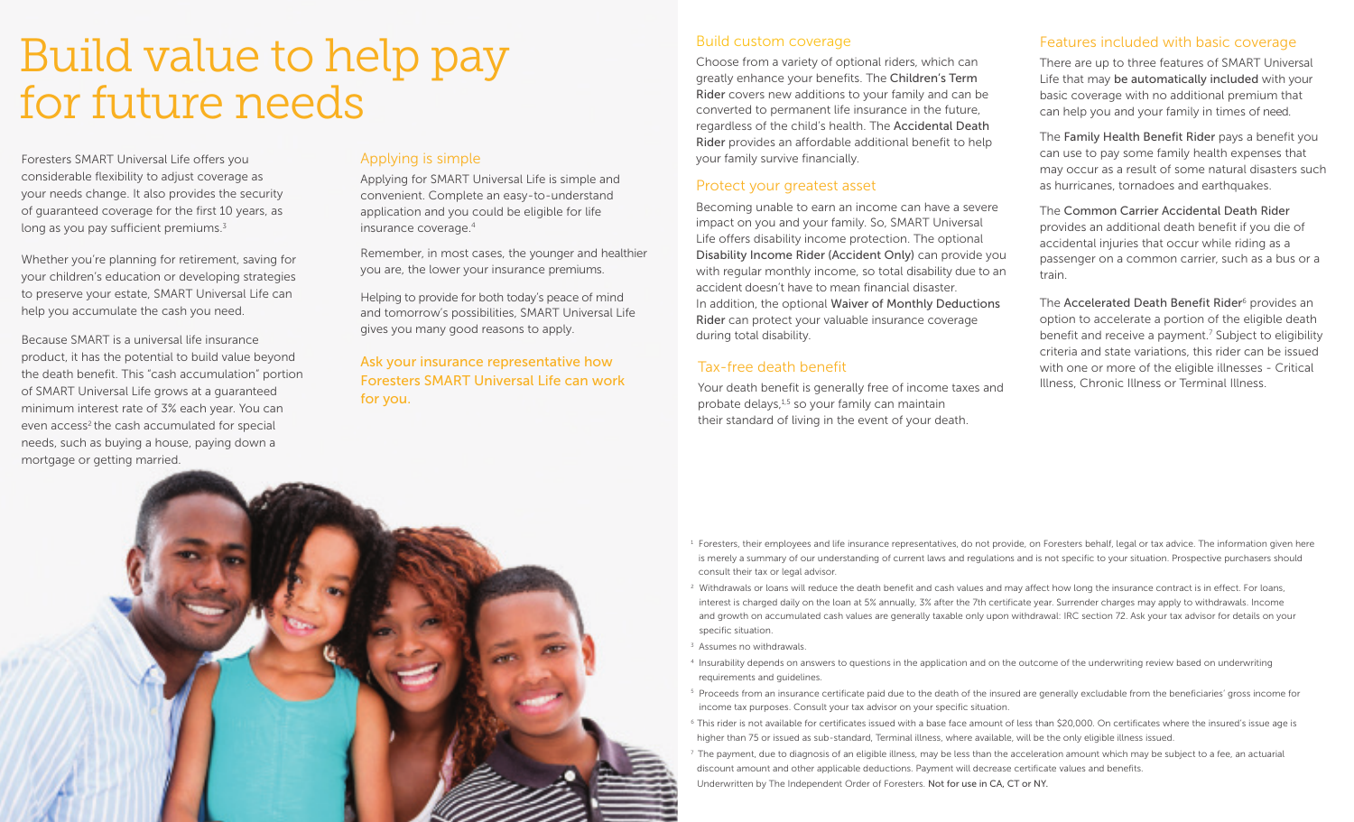# Build value to help pay for future needs

Foresters SMART Universal Life offers you considerable flexibility to adjust coverage as your needs change. It also provides the security of guaranteed coverage for the first 10 years, as long as you pay sufficient premiums.[3]

Whether you're planning for retirement, saving for your children's education or developing strategies to preserve your estate, SMART Universal Life can help you accumulate the cash you need.

Because SMART is a universal life insurance product, it has the potential to build value beyond the death benefit. This "cash accumulation" portion of SMART Universal Life grows at a guaranteed minimum interest rate of 3% each year. You can even access[2] the cash accumulated for special needs, such as buying a house, paying down a mortgage or getting married.

## Applying is simple

Applying for SMART Universal Life is simple and convenient. Complete an easy-to-understand application and you could be eligible for life insurance coverage.[4]

Remember, in most cases, the younger and healthier you are, the lower your insurance premiums.

Helping to provide for both today's peace of mind and tomorrow's possibilities, SMART Universal Life gives you many good reasons to apply.

Ask your insurance representative how Foresters SMART Universal Life can work for you.

## Build custom coverage

Choose from a variety of optional riders, which can greatly enhance your benefits. The Children's Term Rider covers new additions to your family and can be converted to permanent life insurance in the future, regardless of the child's health. The Accidental Death Rider provides an affordable additional benefit to help your family survive financially.

## Protect your greatest asset

Becoming unable to earn an income can have a severe impact on you and your family. So, SMART Universal Life offers disability income protection. The optional Disability Income Rider (Accident Only) can provide you with regular monthly income, so total disability due to an accident doesn't have to mean financial disaster. In addition, the optional Waiver of Monthly Deductions Rider can protect your valuable insurance coverage during total disability.

## Tax-free death benefit

Your death benefit is generally free of income taxes and probate delays,[1,5] so your family can maintain their standard of living in the event of your death.

## Features included with basic coverage

There are up to three features of SMART Universal Life that may be automatically included with your basic coverage with no additional premium that can help you and your family in times of need.

The Family Health Benefit Rider pays a benefit you can use to pay some family health expenses that may occur as a result of some natural disasters such as hurricanes, tornadoes and earthquakes.

The Common Carrier Accidental Death Rider provides an additional death benefit if you die of accidental injuries that occur while riding as a passenger on a common carrier, such as a bus or a train.

The Accelerated Death Benefit Rider[6] provides an option to accelerate a portion of the eligible death benefit and receive a payment.[7] Subject to eligibility criteria and state variations, this rider can be issued with one or more of the eligible illnesses - Critical Illness, Chronic Illness or Terminal Illness.

[1] Foresters, their employees and life insurance representatives, do not provide, on Foresters behalf, legal or tax advice. The information given here is merely a summary of our understanding of current laws and regulations and is not specific to your situation. Prospective purchasers should consult their tax or legal advisor.

[2] Withdrawals or loans will reduce the death benefit and cash values and may affect how long the insurance contract is in effect. For loans, interest is charged daily on the loan at 5% annually, 3% after the 7th certificate year. Surrender charges may apply to withdrawals. Income and growth on accumulated cash values are generally taxable only upon withdrawal: IRC section 72. Ask your tax advisor for details on your specific situation.

[3] Assumes no withdrawals.

[4] Insurability depends on answers to questions in the application and on the outcome of the underwriting review based on underwriting requirements and guidelines.

[5] Proceeds from an insurance certificate paid due to the death of the insured are generally excludable from the beneficiaries' gross income for income tax purposes. Consult your tax advisor on your specific situation.

[6] This rider is not available for certificates issued with a base face amount of less than $20,000. On certificates where the insured's issue age is higher than 75 or issued as sub-standard, Terminal illness, where available, will be the only eligible illness issued.

[7] The payment, due to diagnosis of an eligible illness, may be less than the acceleration amount which may be subject to a fee, an actuarial discount amount and other applicable deductions. Payment will decrease certificate values and benefits.

Underwritten by The Independent Order of Foresters. Not for use in CA, CT or NY.